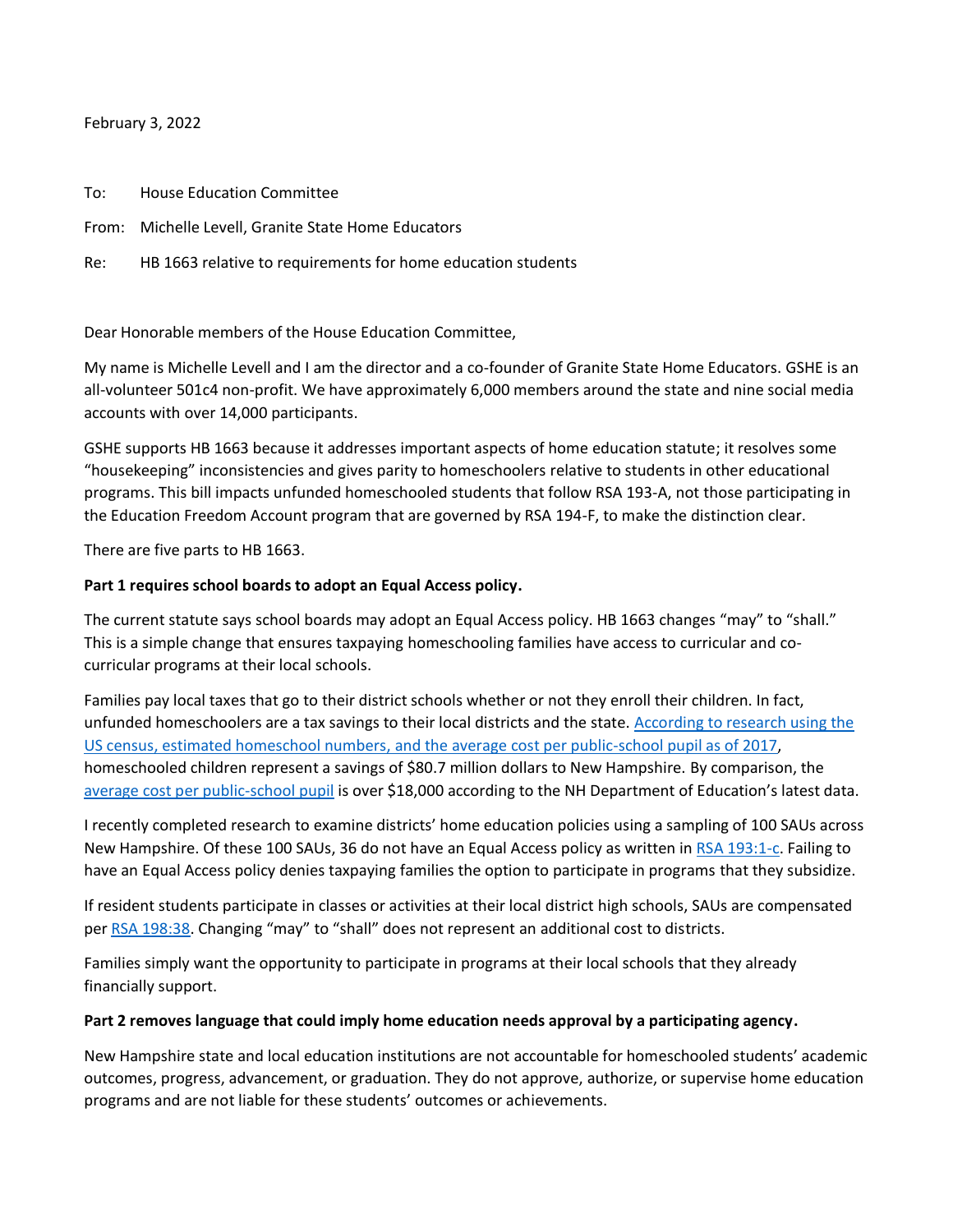February 3, 2022

To: House Education Committee

From: Michelle Levell, Granite State Home Educators

Re: HB 1663 relative to requirements for home education students

Dear Honorable members of the House Education Committee,

My name is Michelle Levell and I am the director and a co-founder of Granite State Home Educators. GSHE is an all-volunteer 501c4 non-profit. We have approximately 6,000 members around the state and nine social media accounts with over 14,000 participants.

GSHE supports HB 1663 because it addresses important aspects of home education statute; it resolves some "housekeeping" inconsistencies and gives parity to homeschoolers relative to students in other educational programs. This bill impacts unfunded homeschooled students that follow RSA 193-A, not those participating in the Education Freedom Account program that are governed by RSA 194-F, to make the distinction clear.

There are five parts to HB 1663.

**Part 1 requires school boards to adopt an Equal Access policy.**

The current statute says school boards may adopt an Equal Access policy. HB 1663 changes "may" to "shall." This is a simple change that ensures taxpaying homeschooling families have access to curricular and co-curricular programs at their local schools.

Families pay local taxes that go to their district schools whether or not they enroll their children. In fact, unfunded homeschoolers are a tax savings to their local districts and the state. According to research using the US census, estimated homeschool numbers, and the average cost per public-school pupil as of 2017, homeschooled children represent a savings of $80.7 million dollars to New Hampshire. By comparison, the average cost per public-school pupil is over $18,000 according to the NH Department of Education's latest data.

I recently completed research to examine districts' home education policies using a sampling of 100 SAUs across New Hampshire. Of these 100 SAUs, 36 do not have an Equal Access policy as written in RSA 193:1-c. Failing to have an Equal Access policy denies taxpaying families the option to participate in programs that they subsidize.

If resident students participate in classes or activities at their local district high schools, SAUs are compensated per RSA 198:38. Changing "may" to "shall" does not represent an additional cost to districts.

Families simply want the opportunity to participate in programs at their local schools that they already financially support.

**Part 2 removes language that could imply home education needs approval by a participating agency.**

New Hampshire state and local education institutions are not accountable for homeschooled students' academic outcomes, progress, advancement, or graduation. They do not approve, authorize, or supervise home education programs and are not liable for these students' outcomes or achievements.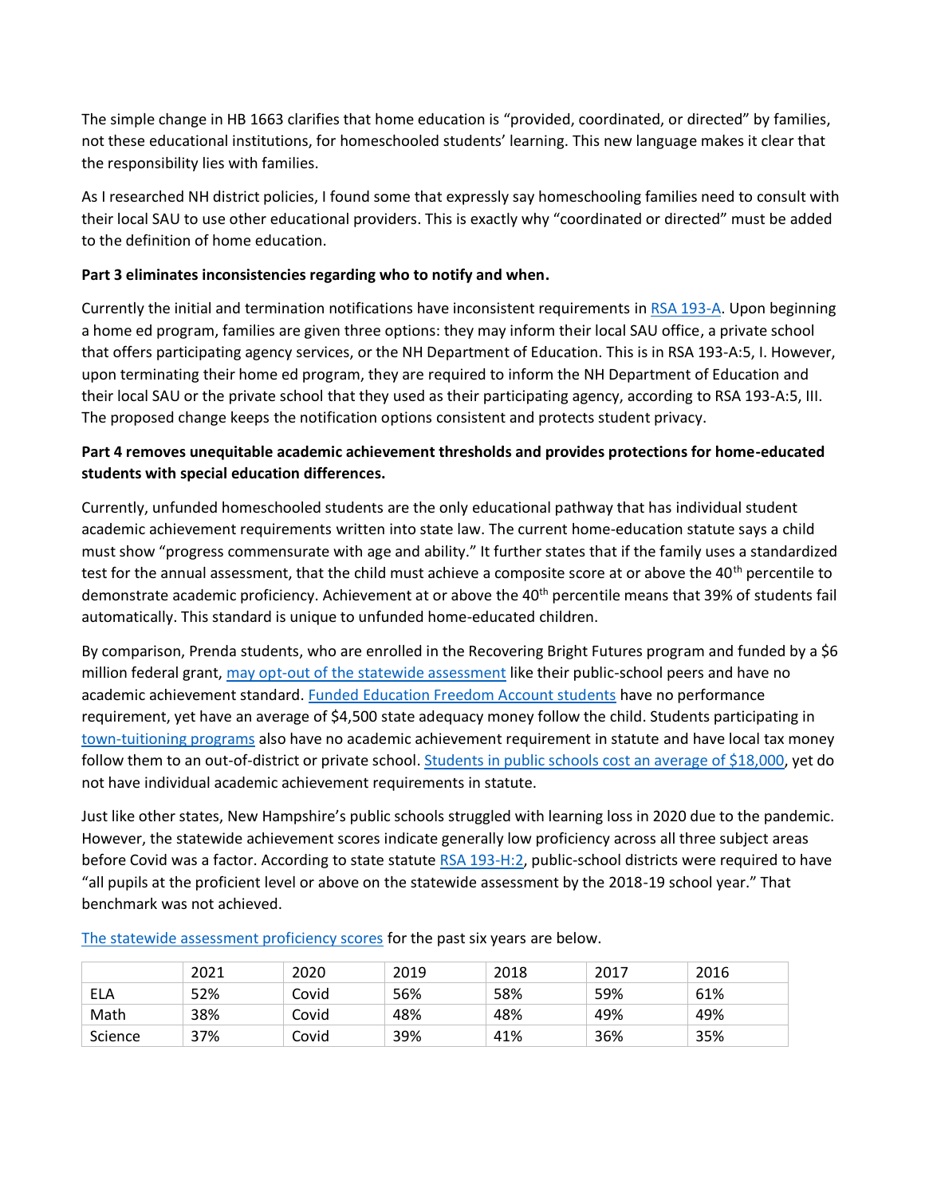The simple change in HB 1663 clarifies that home education is "provided, coordinated, or directed" by families, not these educational institutions, for homeschooled students' learning. This new language makes it clear that the responsibility lies with families.

As I researched NH district policies, I found some that expressly say homeschooling families need to consult with their local SAU to use other educational providers. This is exactly why "coordinated or directed" must be added to the definition of home education.

**Part 3 eliminates inconsistencies regarding who to notify and when.**

Currently the initial and termination notifications have inconsistent requirements in RSA 193-A. Upon beginning a home ed program, families are given three options: they may inform their local SAU office, a private school that offers participating agency services, or the NH Department of Education. This is in RSA 193-A:5, I. However, upon terminating their home ed program, they are required to inform the NH Department of Education and their local SAU or the private school that they used as their participating agency, according to RSA 193-A:5, III. The proposed change keeps the notification options consistent and protects student privacy.

**Part 4 removes unequitable academic achievement thresholds and provides protections for home-educated students with special education differences.**

Currently, unfunded homeschooled students are the only educational pathway that has individual student academic achievement requirements written into state law. The current home-education statute says a child must show "progress commensurate with age and ability." It further states that if the family uses a standardized test for the annual assessment, that the child must achieve a composite score at or above the 40th percentile to demonstrate academic proficiency. Achievement at or above the 40th percentile means that 39% of students fail automatically. This standard is unique to unfunded home-educated children.

By comparison, Prenda students, who are enrolled in the Recovering Bright Futures program and funded by a $6 million federal grant, may opt-out of the statewide assessment like their public-school peers and have no academic achievement standard. Funded Education Freedom Account students have no performance requirement, yet have an average of $4,500 state adequacy money follow the child. Students participating in town-tuitioning programs also have no academic achievement requirement in statute and have local tax money follow them to an out-of-district or private school. Students in public schools cost an average of $18,000, yet do not have individual academic achievement requirements in statute.

Just like other states, New Hampshire's public schools struggled with learning loss in 2020 due to the pandemic. However, the statewide achievement scores indicate generally low proficiency across all three subject areas before Covid was a factor. According to state statute RSA 193-H:2, public-school districts were required to have "all pupils at the proficient level or above on the statewide assessment by the 2018-19 school year." That benchmark was not achieved.

The statewide assessment proficiency scores for the past six years are below.

| | 2021 | 2020 | 2019 | 2018 | 2017 | 2016 |
|---|---|---|---|---|---|---|
| ELA | 52% | Covid | 56% | 58% | 59% | 61% |
| Math | 38% | Covid | 48% | 48% | 49% | 49% |
| Science | 37% | Covid | 39% | 41% | 36% | 35% |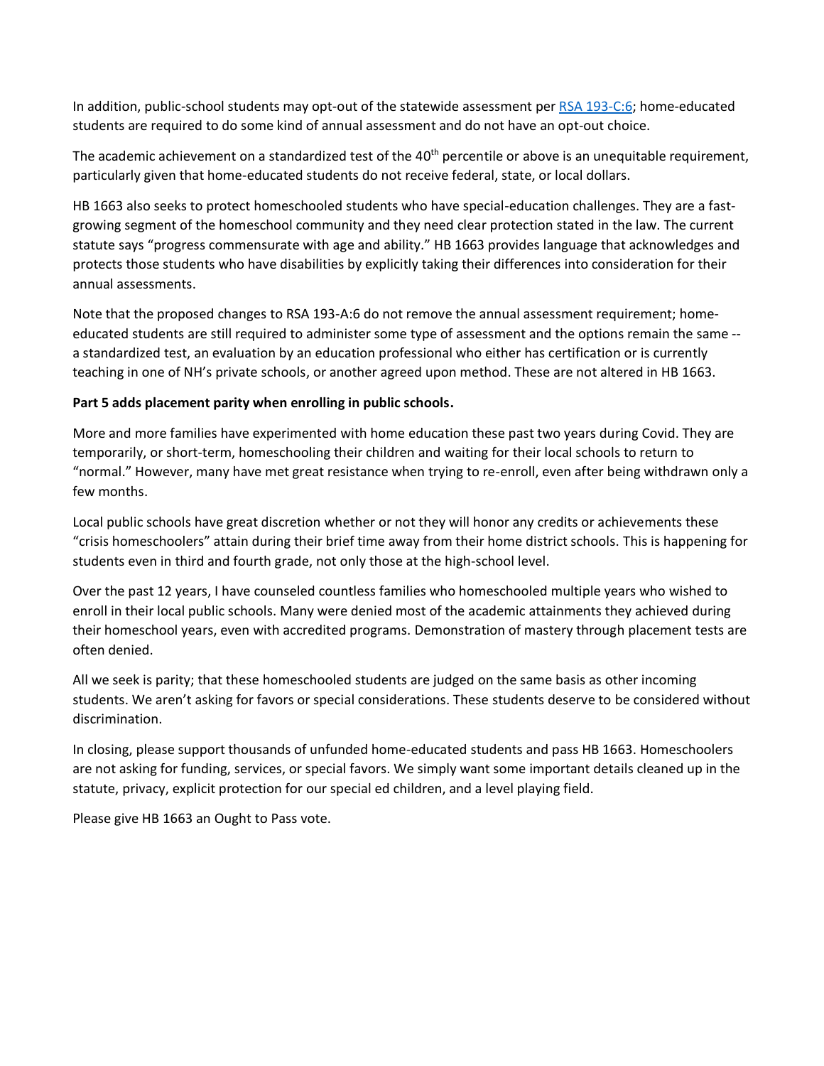In addition, public-school students may opt-out of the statewide assessment per [RSA 193-C:6](); home-educated students are required to do some kind of annual assessment and do not have an opt-out choice.

The academic achievement on a standardized test of the 40th percentile or above is an unequitable requirement, particularly given that home-educated students do not receive federal, state, or local dollars.

HB 1663 also seeks to protect homeschooled students who have special-education challenges. They are a fast-growing segment of the homeschool community and they need clear protection stated in the law. The current statute says "progress commensurate with age and ability." HB 1663 provides language that acknowledges and protects those students who have disabilities by explicitly taking their differences into consideration for their annual assessments.

Note that the proposed changes to RSA 193-A:6 do not remove the annual assessment requirement; home-educated students are still required to administer some type of assessment and the options remain the same -- a standardized test, an evaluation by an education professional who either has certification or is currently teaching in one of NH's private schools, or another agreed upon method. These are not altered in HB 1663.

**Part 5 adds placement parity when enrolling in public schools.**

More and more families have experimented with home education these past two years during Covid. They are temporarily, or short-term, homeschooling their children and waiting for their local schools to return to "normal." However, many have met great resistance when trying to re-enroll, even after being withdrawn only a few months.

Local public schools have great discretion whether or not they will honor any credits or achievements these "crisis homeschoolers" attain during their brief time away from their home district schools. This is happening for students even in third and fourth grade, not only those at the high-school level.

Over the past 12 years, I have counseled countless families who homeschooled multiple years who wished to enroll in their local public schools. Many were denied most of the academic attainments they achieved during their homeschool years, even with accredited programs. Demonstration of mastery through placement tests are often denied.

All we seek is parity; that these homeschooled students are judged on the same basis as other incoming students. We aren't asking for favors or special considerations. These students deserve to be considered without discrimination.

In closing, please support thousands of unfunded home-educated students and pass HB 1663. Homeschoolers are not asking for funding, services, or special favors. We simply want some important details cleaned up in the statute, privacy, explicit protection for our special ed children, and a level playing field.

Please give HB 1663 an Ought to Pass vote.